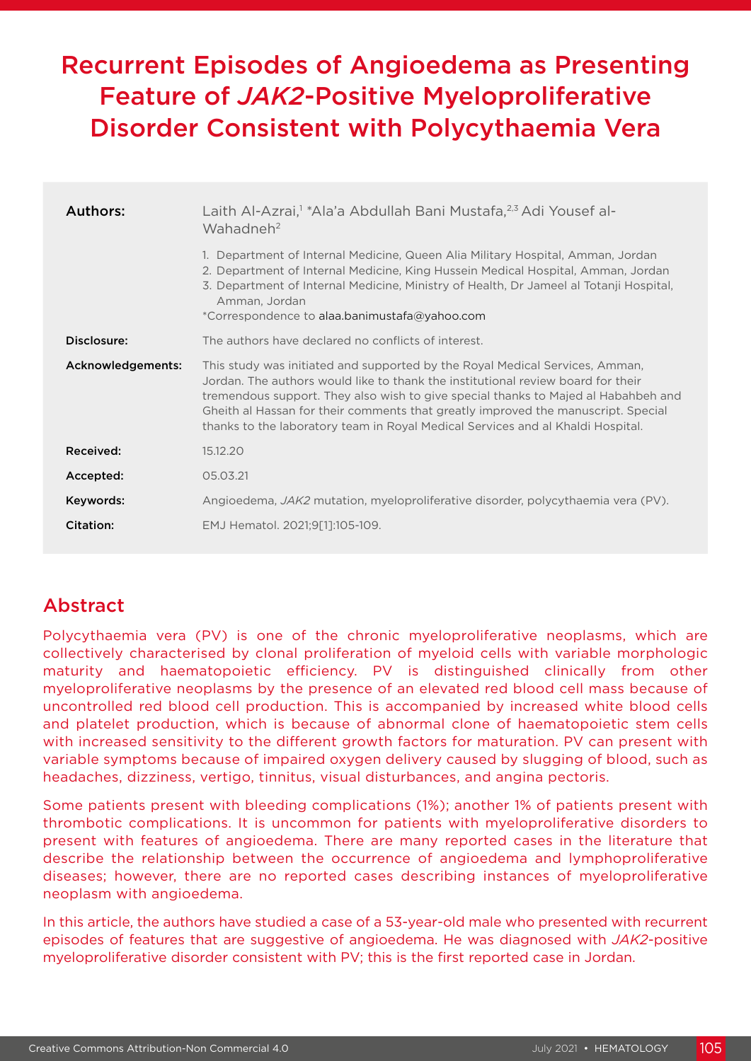# Recurrent Episodes of Angioedema as Presenting Feature of *JAK2*-Positive Myeloproliferative Disorder Consistent with Polycythaemia Vera

| | |
|---|---|
| **Authors:** | Laith Al-Azrai,[1] *Ala'a Abdullah Bani Mustafa,[2,3] Adi Yousef al-Wahadneh[2]<br><br>1. Department of Internal Medicine, Queen Alia Military Hospital, Amman, Jordan<br>2. Department of Internal Medicine, King Hussein Medical Hospital, Amman, Jordan<br>3. Department of Internal Medicine, Ministry of Health, Dr Jameel al Totanji Hospital, Amman, Jordan<br>*Correspondence to alaa.banimustafa@yahoo.com |
| **Disclosure:** | The authors have declared no conflicts of interest. |
| **Acknowledgements:** | This study was initiated and supported by the Royal Medical Services, Amman, Jordan. The authors would like to thank the institutional review board for their tremendous support. They also wish to give special thanks to Majed al Habahbeh and Gheith al Hassan for their comments that greatly improved the manuscript. Special thanks to the laboratory team in Royal Medical Services and al Khaldi Hospital. |
| **Received:** | 15.12.20 |
| **Accepted:** | 05.03.21 |
| **Keywords:** | Angioedema, *JAK2* mutation, myeloproliferative disorder, polycythaemia vera (PV). |
| **Citation:** | EMJ Hematol. 2021;9[1]:105-109. |

## Abstract

Polycythaemia vera (PV) is one of the chronic myeloproliferative neoplasms, which are collectively characterised by clonal proliferation of myeloid cells with variable morphologic maturity and haematopoietic efficiency. PV is distinguished clinically from other myeloproliferative neoplasms by the presence of an elevated red blood cell mass because of uncontrolled red blood cell production. This is accompanied by increased white blood cells and platelet production, which is because of abnormal clone of haematopoietic stem cells with increased sensitivity to the different growth factors for maturation. PV can present with variable symptoms because of impaired oxygen delivery caused by slugging of blood, such as headaches, dizziness, vertigo, tinnitus, visual disturbances, and angina pectoris.

Some patients present with bleeding complications (1%); another 1% of patients present with thrombotic complications. It is uncommon for patients with myeloproliferative disorders to present with features of angioedema. There are many reported cases in the literature that describe the relationship between the occurrence of angioedema and lymphoproliferative diseases; however, there are no reported cases describing instances of myeloproliferative neoplasm with angioedema.

In this article, the authors have studied a case of a 53-year-old male who presented with recurrent episodes of features that are suggestive of angioedema. He was diagnosed with *JAK2*-positive myeloproliferative disorder consistent with PV; this is the first reported case in Jordan.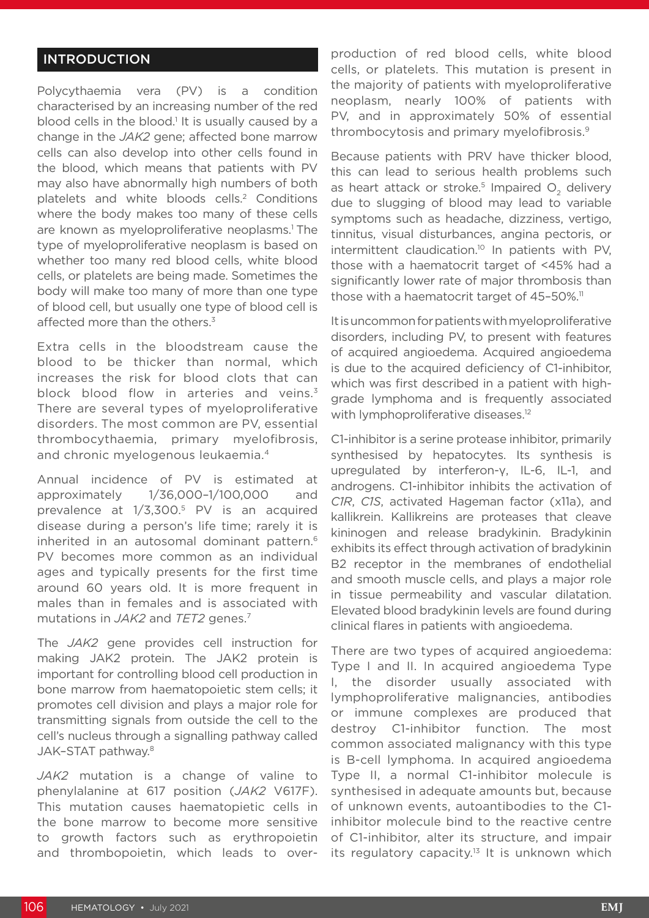## INTRODUCTION

Polycythaemia vera (PV) is a condition characterised by an increasing number of the red blood cells in the blood.[1] It is usually caused by a change in the *JAK2* gene; affected bone marrow cells can also develop into other cells found in the blood, which means that patients with PV may also have abnormally high numbers of both platelets and white bloods cells.[2] Conditions where the body makes too many of these cells are known as myeloproliferative neoplasms.[1] The type of myeloproliferative neoplasm is based on whether too many red blood cells, white blood cells, or platelets are being made. Sometimes the body will make too many of more than one type of blood cell, but usually one type of blood cell is affected more than the others.[3]

Extra cells in the bloodstream cause the blood to be thicker than normal, which increases the risk for blood clots that can block blood flow in arteries and veins.[3] There are several types of myeloproliferative disorders. The most common are PV, essential thrombocythaemia, primary myelofibrosis, and chronic myelogenous leukaemia.[4]

Annual incidence of PV is estimated at approximately 1/36,000–1/100,000 and prevalence at 1/3,300.[5] PV is an acquired disease during a person's life time; rarely it is inherited in an autosomal dominant pattern.[6] PV becomes more common as an individual ages and typically presents for the first time around 60 years old. It is more frequent in males than in females and is associated with mutations in *JAK2* and *TET2* genes.[7]

The *JAK2* gene provides cell instruction for making JAK2 protein. The JAK2 protein is important for controlling blood cell production in bone marrow from haematopoietic stem cells; it promotes cell division and plays a major role for transmitting signals from outside the cell to the cell's nucleus through a signalling pathway called JAK–STAT pathway.[8]

*JAK2* mutation is a change of valine to phenylalanine at 617 position (*JAK2* V617F). This mutation causes haematopoietic cells in the bone marrow to become more sensitive to growth factors such as erythropoietin and thrombopoietin, which leads to over-production of red blood cells, white blood cells, or platelets. This mutation is present in the majority of patients with myeloproliferative neoplasm, nearly 100% of patients with PV, and in approximately 50% of essential thrombocytosis and primary myelofibrosis.[9]

Because patients with PRV have thicker blood, this can lead to serious health problems such as heart attack or stroke.[5] Impaired $O_2$ delivery due to slugging of blood may lead to variable symptoms such as headache, dizziness, vertigo, tinnitus, visual disturbances, angina pectoris, or intermittent claudication.[10] In patients with PV, those with a haematocrit target of <45% had a significantly lower rate of major thrombosis than those with a haematocrit target of 45–50%.[11]

It is uncommon for patients with myeloproliferative disorders, including PV, to present with features of acquired angioedema. Acquired angioedema is due to the acquired deficiency of C1-inhibitor, which was first described in a patient with high-grade lymphoma and is frequently associated with lymphoproliferative diseases.[12]

C1-inhibitor is a serine protease inhibitor, primarily synthesised by hepatocytes. Its synthesis is upregulated by interferon-γ, IL-6, IL-1, and androgens. C1-inhibitor inhibits the activation of *C1R*, *C1S*, activated Hageman factor (x11a), and kallikrein. Kallikreins are proteases that cleave kininogen and release bradykinin. Bradykinin exhibits its effect through activation of bradykinin B2 receptor in the membranes of endothelial and smooth muscle cells, and plays a major role in tissue permeability and vascular dilatation. Elevated blood bradykinin levels are found during clinical flares in patients with angioedema.

There are two types of acquired angioedema: Type I and II. In acquired angioedema Type I, the disorder usually associated with lymphoproliferative malignancies, antibodies or immune complexes are produced that destroy C1-inhibitor function. The most common associated malignancy with this type is B-cell lymphoma. In acquired angioedema Type II, a normal C1-inhibitor molecule is synthesised in adequate amounts but, because of unknown events, autoantibodies to the C1-inhibitor molecule bind to the reactive centre of C1-inhibitor, alter its structure, and impair its regulatory capacity.[13] It is unknown which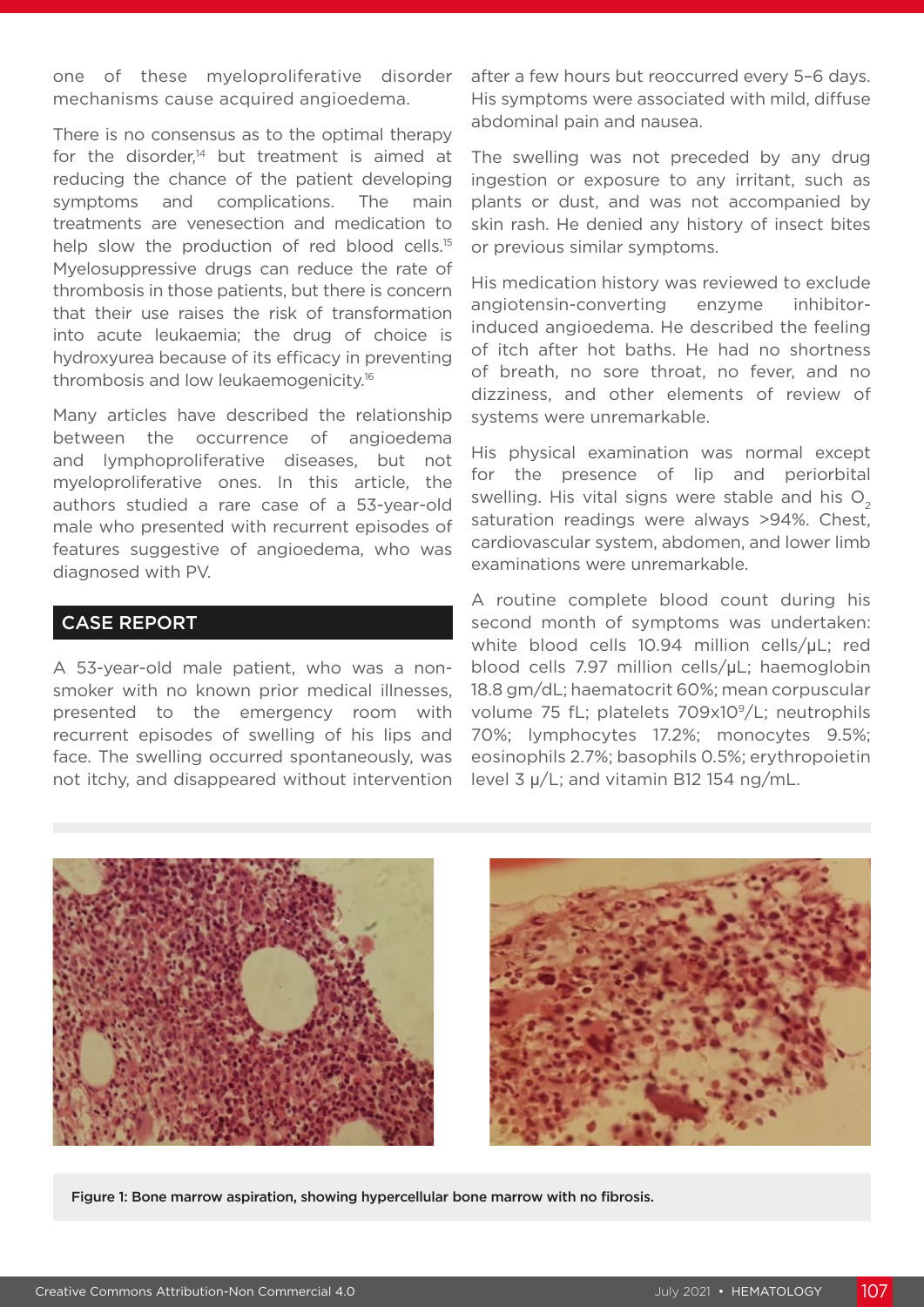one of these myeloproliferative disorder mechanisms cause acquired angioedema.

There is no consensus as to the optimal therapy for the disorder,[14] but treatment is aimed at reducing the chance of the patient developing symptoms and complications. The main treatments are venesection and medication to help slow the production of red blood cells.[15] Myelosuppressive drugs can reduce the rate of thrombosis in those patients, but there is concern that their use raises the risk of transformation into acute leukaemia; the drug of choice is hydroxyurea because of its efficacy in preventing thrombosis and low leukaemogenicity.[16]

Many articles have described the relationship between the occurrence of angioedema and lymphoproliferative diseases, but not myeloproliferative ones. In this article, the authors studied a rare case of a 53-year-old male who presented with recurrent episodes of features suggestive of angioedema, who was diagnosed with PV.

## CASE REPORT

A 53-year-old male patient, who was a non-smoker with no known prior medical illnesses, presented to the emergency room with recurrent episodes of swelling of his lips and face. The swelling occurred spontaneously, was not itchy, and disappeared without intervention after a few hours but reoccurred every 5–6 days. His symptoms were associated with mild, diffuse abdominal pain and nausea.

The swelling was not preceded by any drug ingestion or exposure to any irritant, such as plants or dust, and was not accompanied by skin rash. He denied any history of insect bites or previous similar symptoms.

His medication history was reviewed to exclude angiotensin-converting enzyme inhibitor-induced angioedema. He described the feeling of itch after hot baths. He had no shortness of breath, no sore throat, no fever, and no dizziness, and other elements of review of systems were unremarkable.

His physical examination was normal except for the presence of lip and periorbital swelling. His vital signs were stable and his $O_2$ saturation readings were always >94%. Chest, cardiovascular system, abdomen, and lower limb examinations were unremarkable.

A routine complete blood count during his second month of symptoms was undertaken: white blood cells 10.94 million cells/μL; red blood cells 7.97 million cells/μL; haemoglobin 18.8 gm/dL; haematocrit 60%; mean corpuscular volume 75 fL; platelets $709 \times 10^9$/L; neutrophils 70%; lymphocytes 17.2%; monocytes 9.5%; eosinophils 2.7%; basophils 0.5%; erythropoietin level 3 μ/L; and vitamin B12 154 ng/mL.

Figure 1: Bone marrow aspiration, showing hypercellular bone marrow with no fibrosis.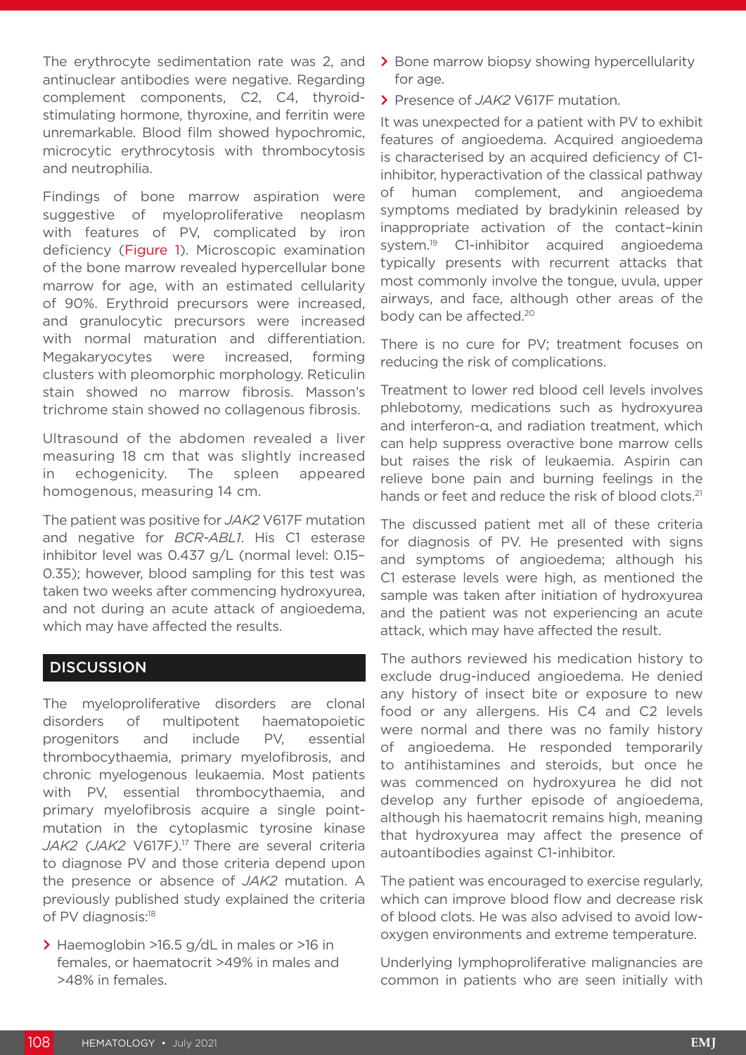The erythrocyte sedimentation rate was 2, and antinuclear antibodies were negative. Regarding complement components, C2, C4, thyroid-stimulating hormone, thyroxine, and ferritin were unremarkable. Blood film showed hypochromic, microcytic erythrocytosis with thrombocytosis and neutrophilia.

Findings of bone marrow aspiration were suggestive of myeloproliferative neoplasm with features of PV, complicated by iron deficiency (Figure 1). Microscopic examination of the bone marrow revealed hypercellular bone marrow for age, with an estimated cellularity of 90%. Erythroid precursors were increased, and granulocytic precursors were increased with normal maturation and differentiation. Megakaryocytes were increased, forming clusters with pleomorphic morphology. Reticulin stain showed no marrow fibrosis. Masson's trichrome stain showed no collagenous fibrosis.

Ultrasound of the abdomen revealed a liver measuring 18 cm that was slightly increased in echogenicity. The spleen appeared homogenous, measuring 14 cm.

The patient was positive for *JAK2* V617F mutation and negative for *BCR-ABL1*. His C1 esterase inhibitor level was 0.437 g/L (normal level: 0.15–0.35); however, blood sampling for this test was taken two weeks after commencing hydroxyurea, and not during an acute attack of angioedema, which may have affected the results.

## DISCUSSION

The myeloproliferative disorders are clonal disorders of multipotent haematopoietic progenitors and include PV, essential thrombocythaemia, primary myelofibrosis, and chronic myelogenous leukaemia. Most patients with PV, essential thrombocythaemia, and primary myelofibrosis acquire a single point-mutation in the cytoplasmic tyrosine kinase *JAK2 (JAK2* V617F*)*.[17] There are several criteria to diagnose PV and those criteria depend upon the presence or absence of *JAK2* mutation. A previously published study explained the criteria of PV diagnosis:[18]

- Haemoglobin >16.5 g/dL in males or >16 in females, or haematocrit >49% in males and >48% in females.
- Bone marrow biopsy showing hypercellularity for age.
- Presence of *JAK2* V617F mutation.

It was unexpected for a patient with PV to exhibit features of angioedema. Acquired angioedema is characterised by an acquired deficiency of C1-inhibitor, hyperactivation of the classical pathway of human complement, and angioedema symptoms mediated by bradykinin released by inappropriate activation of the contact–kinin system.[19] C1-inhibitor acquired angioedema typically presents with recurrent attacks that most commonly involve the tongue, uvula, upper airways, and face, although other areas of the body can be affected.[20]

There is no cure for PV; treatment focuses on reducing the risk of complications.

Treatment to lower red blood cell levels involves phlebotomy, medications such as hydroxyurea and interferon-α, and radiation treatment, which can help suppress overactive bone marrow cells but raises the risk of leukaemia. Aspirin can relieve bone pain and burning feelings in the hands or feet and reduce the risk of blood clots.[21]

The discussed patient met all of these criteria for diagnosis of PV. He presented with signs and symptoms of angioedema; although his C1 esterase levels were high, as mentioned the sample was taken after initiation of hydroxyurea and the patient was not experiencing an acute attack, which may have affected the result.

The authors reviewed his medication history to exclude drug-induced angioedema. He denied any history of insect bite or exposure to new food or any allergens. His C4 and C2 levels were normal and there was no family history of angioedema. He responded temporarily to antihistamines and steroids, but once he was commenced on hydroxyurea he did not develop any further episode of angioedema, although his haematocrit remains high, meaning that hydroxyurea may affect the presence of autoantibodies against C1-inhibitor.

The patient was encouraged to exercise regularly, which can improve blood flow and decrease risk of blood clots. He was also advised to avoid low-oxygen environments and extreme temperature.

Underlying lymphoproliferative malignancies are common in patients who are seen initially with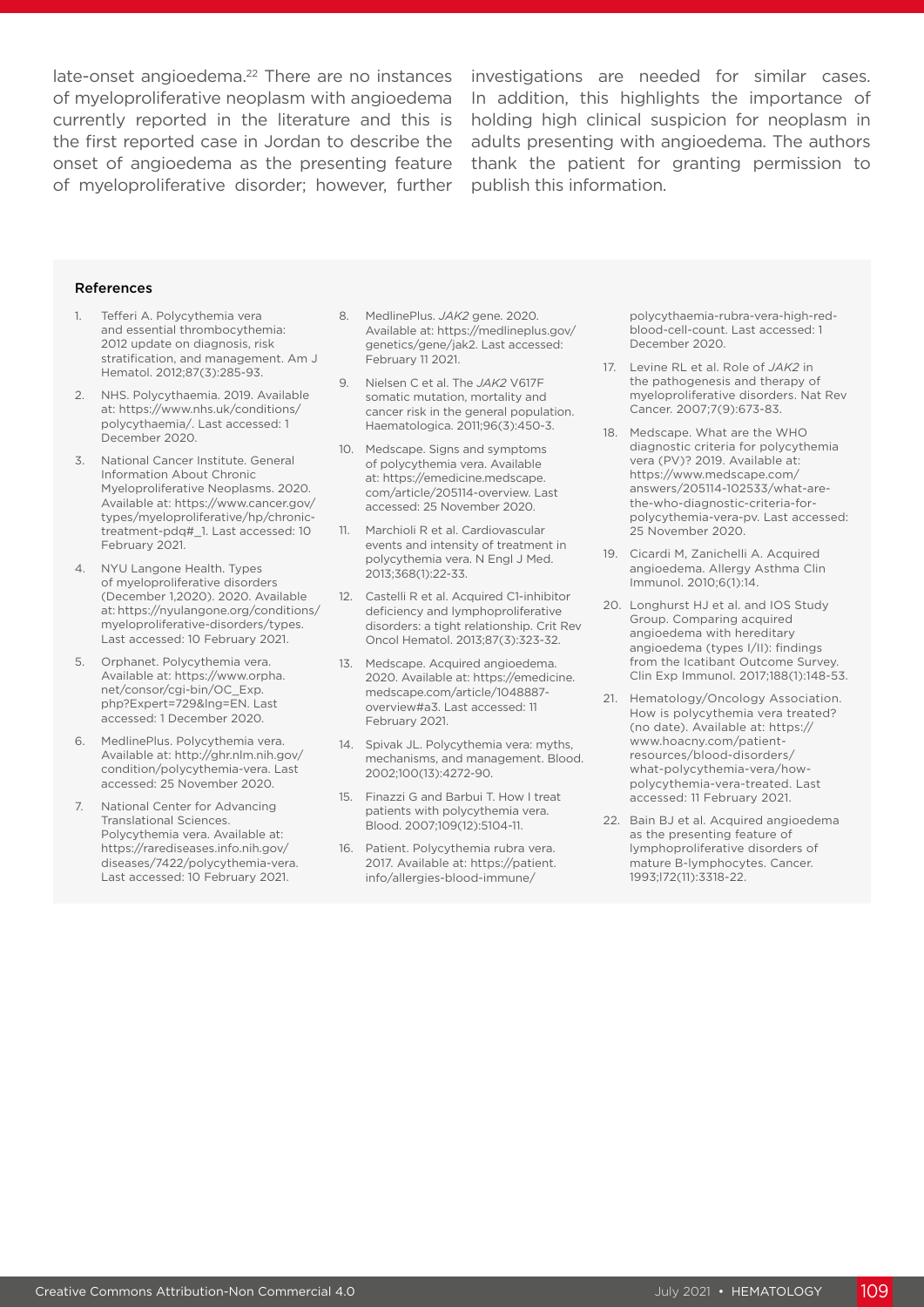late-onset angioedema.[22] There are no instances of myeloproliferative neoplasm with angioedema currently reported in the literature and this is the first reported case in Jordan to describe the onset of angioedema as the presenting feature of myeloproliferative disorder; however, further investigations are needed for similar cases. In addition, this highlights the importance of holding high clinical suspicion for neoplasm in adults presenting with angioedema. The authors thank the patient for granting permission to publish this information.

### References

1. Tefferi A. Polycythemia vera and essential thrombocythemia: 2012 update on diagnosis, risk stratification, and management. Am J Hematol. 2012;87(3):285-93.
2. NHS. Polycythaemia. 2019. Available at: https://www.nhs.uk/conditions/polycythaemia/. Last accessed: 1 December 2020.
3. National Cancer Institute. General Information About Chronic Myeloproliferative Neoplasms. 2020. Available at: https://www.cancer.gov/types/myeloproliferative/hp/chronic-treatment-pdq#_1. Last accessed: 10 February 2021.
4. NYU Langone Health. Types of myeloproliferative disorders (December 1,2020). 2020. Available at: https://nyulangone.org/conditions/myeloproliferative-disorders/types. Last accessed: 10 February 2021.
5. Orphanet. Polycythemia vera. Available at: https://www.orpha.net/consor/cgi-bin/OC_Exp.php?Expert=729&lng=EN. Last accessed: 1 December 2020.
6. MedlinePlus. Polycythemia vera. Available at: http://ghr.nlm.nih.gov/condition/polycythemia-vera. Last accessed: 25 November 2020.
7. National Center for Advancing Translational Sciences. Polycythemia vera. Available at: https://rarediseases.info.nih.gov/diseases/7422/polycythemia-vera. Last accessed: 10 February 2021.
8. MedlinePlus. *JAK2* gene. 2020. Available at: https://medlineplus.gov/genetics/gene/jak2. Last accessed: February 11 2021.
9. Nielsen C et al. The *JAK2* V617F somatic mutation, mortality and cancer risk in the general population. Haematologica. 2011;96(3):450-3.
10. Medscape. Signs and symptoms of polycythemia vera. Available at: https://emedicine.medscape.com/article/205114-overview. Last accessed: 25 November 2020.
11. Marchioli R et al. Cardiovascular events and intensity of treatment in polycythemia vera. N Engl J Med. 2013;368(1):22-33.
12. Castelli R et al. Acquired C1-inhibitor deficiency and lymphoproliferative disorders: a tight relationship. Crit Rev Oncol Hematol. 2013;87(3):323-32.
13. Medscape. Acquired angioedema. 2020. Available at: https://emedicine.medscape.com/article/1048887-overview#a3. Last accessed: 11 February 2021.
14. Spivak JL. Polycythemia vera: myths, mechanisms, and management. Blood. 2002;100(13):4272-90.
15. Finazzi G and Barbui T. How I treat patients with polycythemia vera. Blood. 2007;109(12):5104-11.
16. Patient. Polycythemia rubra vera. 2017. Available at: https://patient.info/allergies-blood-immune/polycythaemia-rubra-vera-high-red-blood-cell-count. Last accessed: 1 December 2020.
17. Levine RL et al. Role of *JAK2* in the pathogenesis and therapy of myeloproliferative disorders. Nat Rev Cancer. 2007;7(9):673-83.
18. Medscape. What are the WHO diagnostic criteria for polycythemia vera (PV)? 2019. Available at: https://www.medscape.com/answers/205114-102533/what-are-the-who-diagnostic-criteria-for-polycythemia-vera-pv. Last accessed: 25 November 2020.
19. Cicardi M, Zanichelli A. Acquired angioedema. Allergy Asthma Clin Immunol. 2010;6(1):14.
20. Longhurst HJ et al. and IOS Study Group. Comparing acquired angioedema with hereditary angioedema (types I/II): findings from the Icatibant Outcome Survey. Clin Exp Immunol. 2017;188(1):148-53.
21. Hematology/Oncology Association. How is polycythemia vera treated? (no date). Available at: https://www.hoacny.com/patient-resources/blood-disorders/what-polycythemia-vera/how-polycythemia-vera-treated. Last accessed: 11 February 2021.
22. Bain BJ et al. Acquired angioedema as the presenting feature of lymphoproliferative disorders of mature B-lymphocytes. Cancer. 1993;l72(11):3318-22.